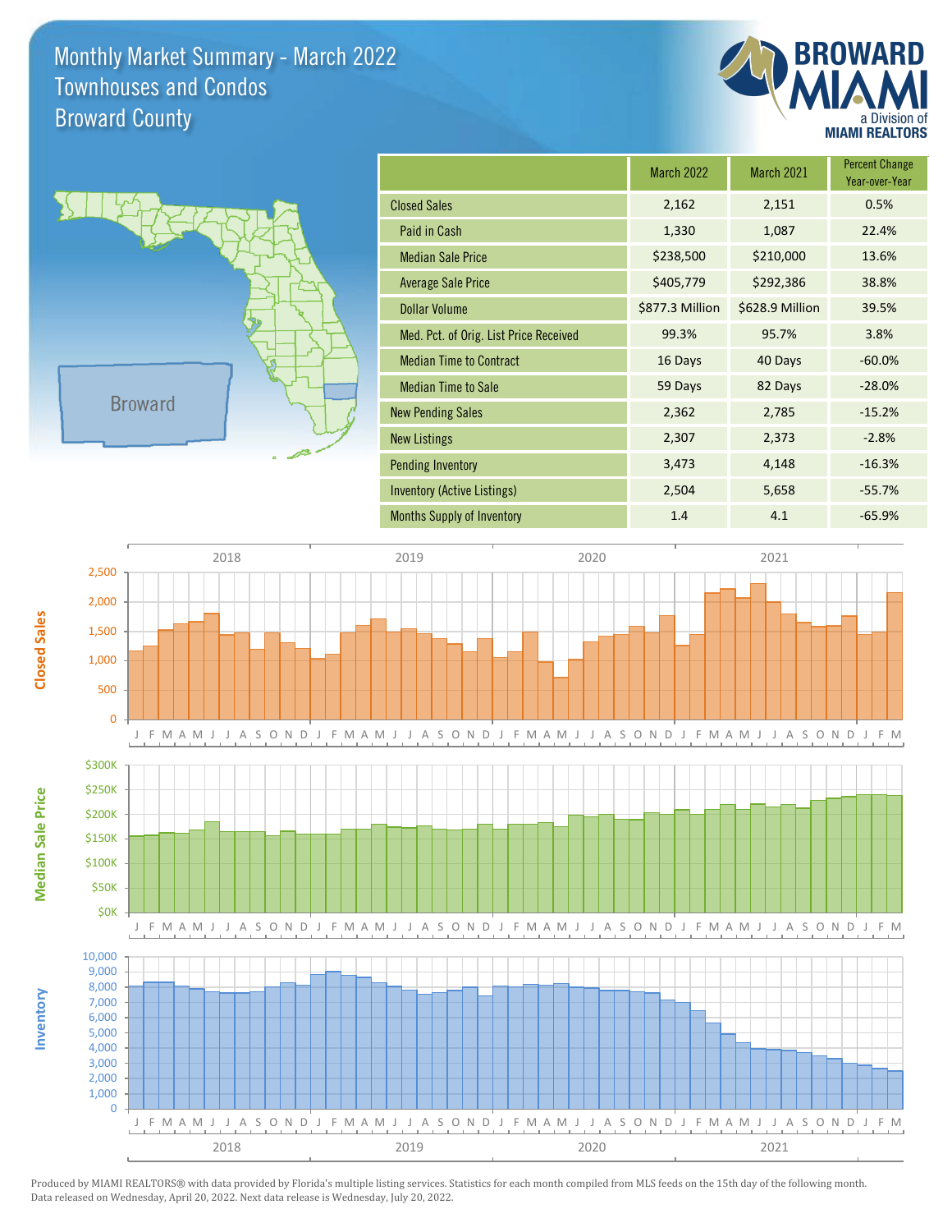# Monthly Market Summary - March 2022
## Townhouses and Condos
## Broward County

| | March 2022 | March 2021 | Percent Change Year-over-Year |
|---|---|---|---|
| Closed Sales | 2,162 | 2,151 | 0.5% |
| Paid in Cash | 1,330 | 1,087 | 22.4% |
| Median Sale Price | $238,500 | $210,000 | 13.6% |
| Average Sale Price | $405,779 | $292,386 | 38.8% |
| Dollar Volume | $877.3 Million | $628.9 Million | 39.5% |
| Med. Pct. of Orig. List Price Received | 99.3% | 95.7% | 3.8% |
| Median Time to Contract | 16 Days | 40 Days | -60.0% |
| Median Time to Sale | 59 Days | 82 Days | -28.0% |
| New Pending Sales | 2,362 | 2,785 | -15.2% |
| New Listings | 2,307 | 2,373 | -2.8% |
| Pending Inventory | 3,473 | 4,148 | -16.3% |
| Inventory (Active Listings) | 2,504 | 5,658 | -55.7% |
| Months Supply of Inventory | 1.4 | 4.1 | -65.9% |

Produced by MIAMI REALTORS® with data provided by Florida's multiple listing services. Statistics for each month compiled from MLS feeds on the 15th day of the following month. Data released on Wednesday, April 20, 2022. Next data release is Wednesday, July 20, 2022.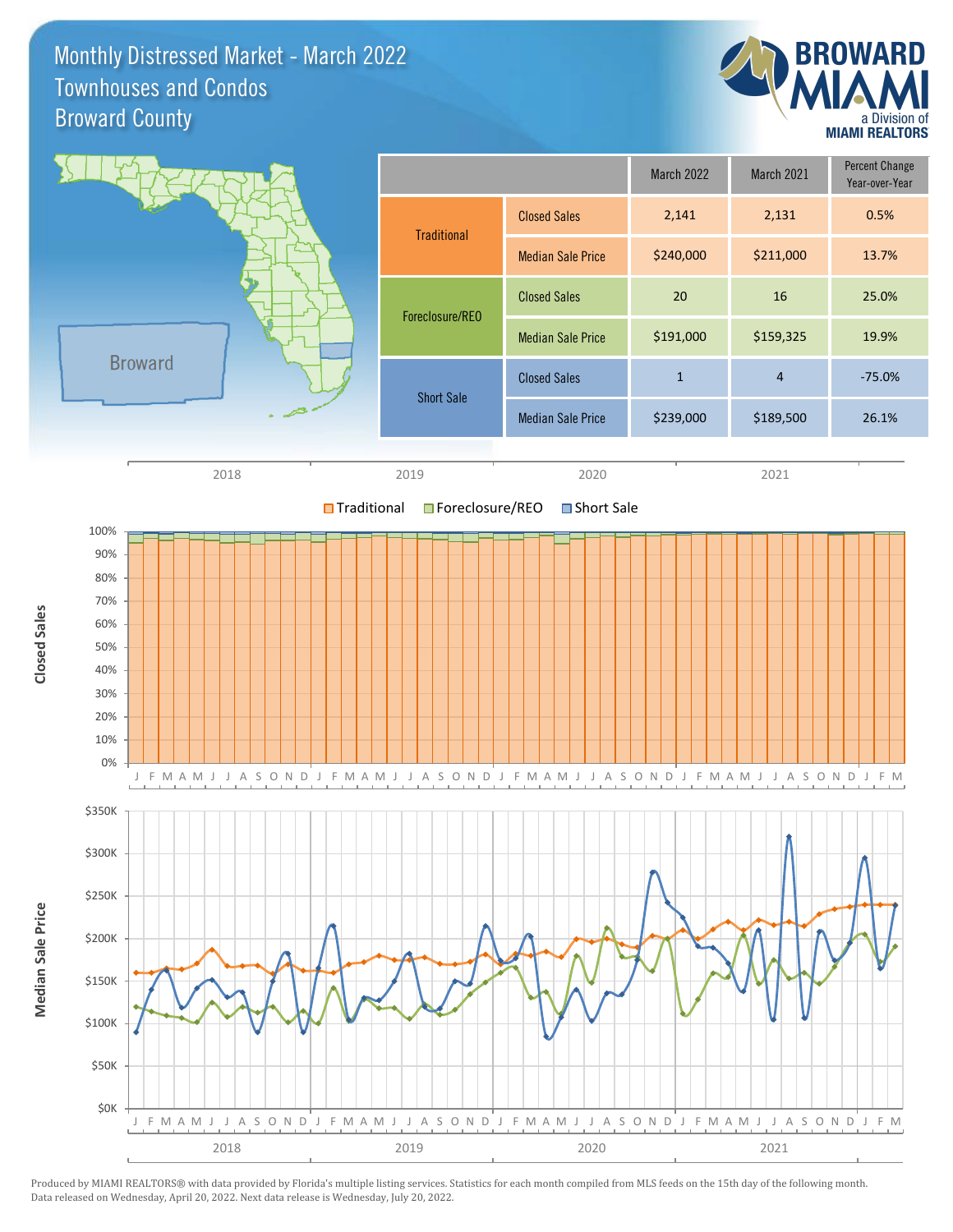# Monthly Distressed Market - March 2022
## Townhouses and Condos
## Broward County

BROWARD MIAMI
a Division of MIAMI REALTORS

Broward

| | | March 2022 | March 2021 | Percent Change Year-over-Year |
|---|---|---|---|---|
| Traditional | Closed Sales | 2,141 | 2,131 | 0.5% |
| | Median Sale Price | $240,000 | $211,000 | 13.7% |
| Foreclosure/REO | Closed Sales | 20 | 16 | 25.0% |
| | Median Sale Price | $191,000 | $159,325 | 19.9% |
| Short Sale | Closed Sales | 1 | 4 | -75.0% |
| | Median Sale Price | $239,000 | $189,500 | 26.1% |

2018 2019 2020 2021

Traditional Foreclosure/REO Short Sale

Closed Sales

100% 90% 80% 70% 60% 50% 40% 30% 20% 10% 0%

J F M A M J J A S O N D J F M A M J J A S O N D J F M A M J J A S O N D J F M A M J J A S O N D J F M

Median Sale Price

$350K $300K $250K $200K $150K $100K $50K $0K

J F M A M J J A S O N D J F M A M J J A S O N D J F M A M J J A S O N D J F M A M J J A S O N D J F M

2018 2019 2020 2021

Produced by MIAMI REALTORS® with data provided by Florida's multiple listing services. Statistics for each month compiled from MLS feeds on the 15th day of the following month. Data released on Wednesday, April 20, 2022. Next data release is Wednesday, July 20, 2022.